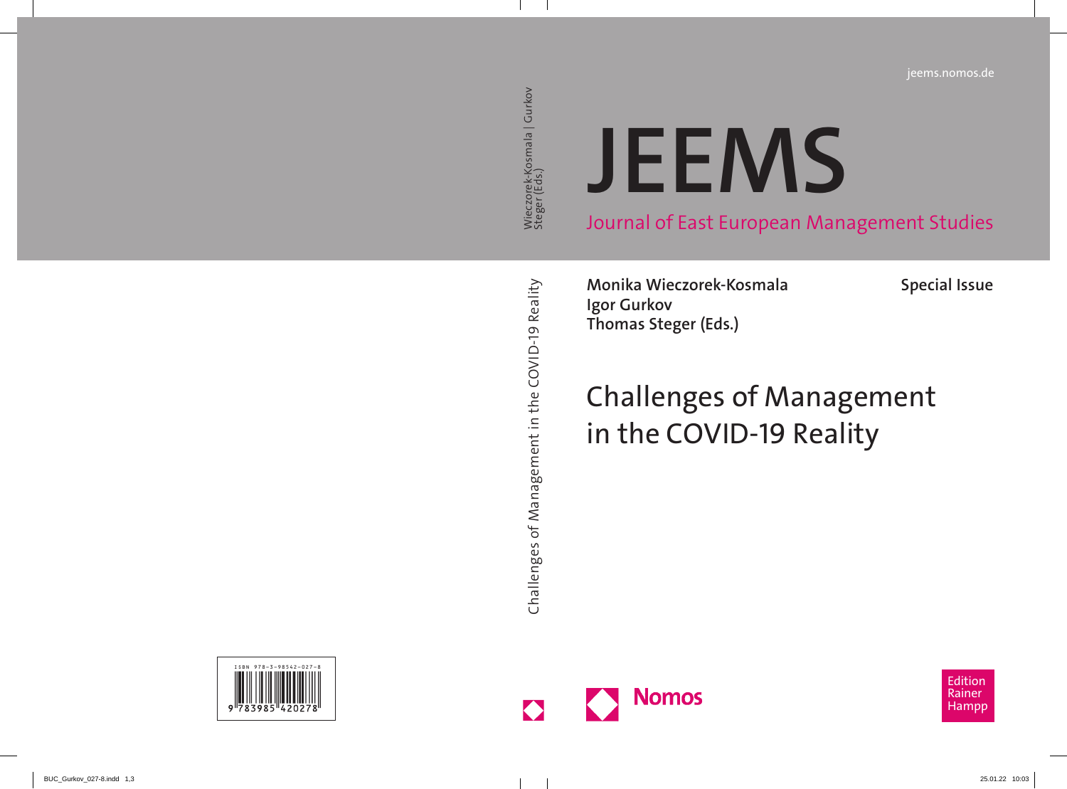jeems.nomos.de

# JEEMS

Journal of East European Management Studies

**Monika Wieczorek-Kosmala**
**Igor Gurkov**
**Thomas Steger (Eds.)**

**Special Issue**

## Challenges of Management in the COVID-19 Reality

Nomos

Edition Rainer Hampp

ISBN 978-3-98542-027-8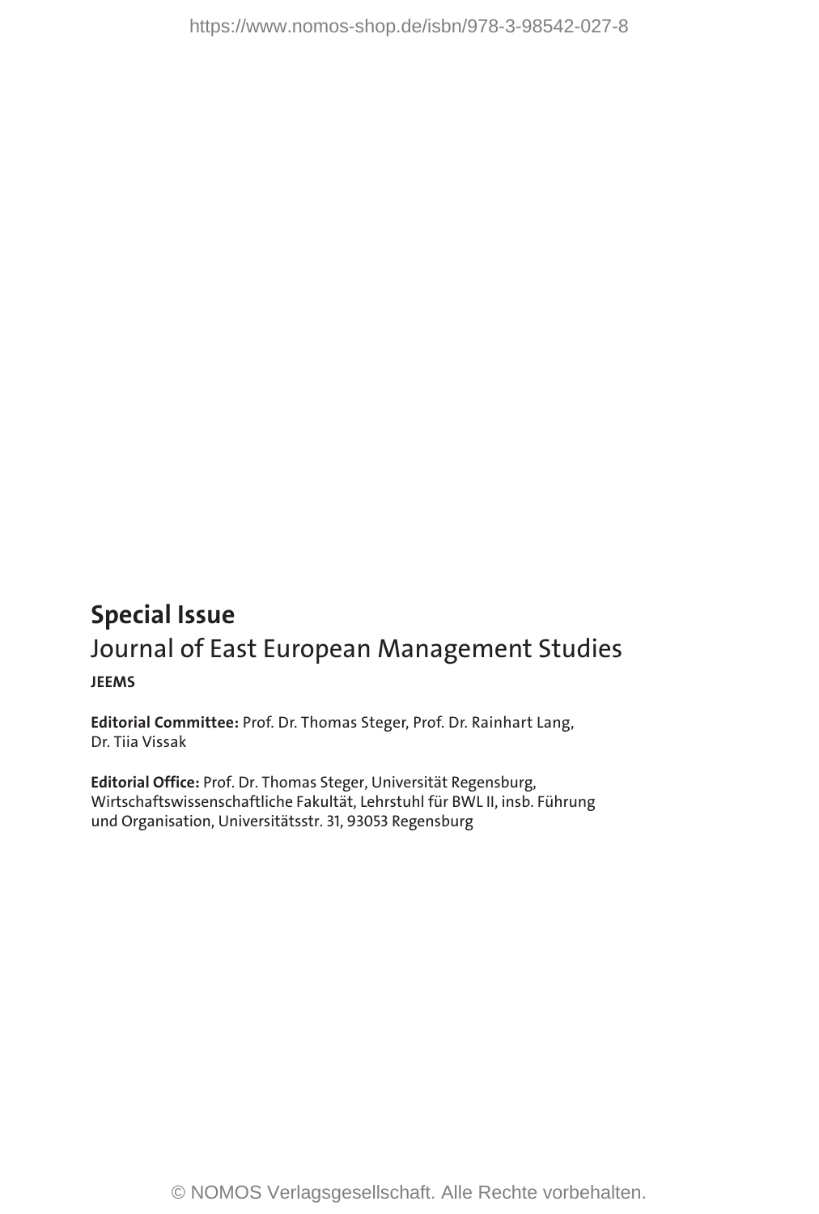**Special Issue**

Journal of East European Management Studies

**JEEMS**

**Editorial Committee:** Prof. Dr. Thomas Steger, Prof. Dr. Rainhart Lang, Dr. Tiia Vissak

**Editorial Office:** Prof. Dr. Thomas Steger, Universität Regensburg, Wirtschaftswissenschaftliche Fakultät, Lehrstuhl für BWL II, insb. Führung und Organisation, Universitätsstr. 31, 93053 Regensburg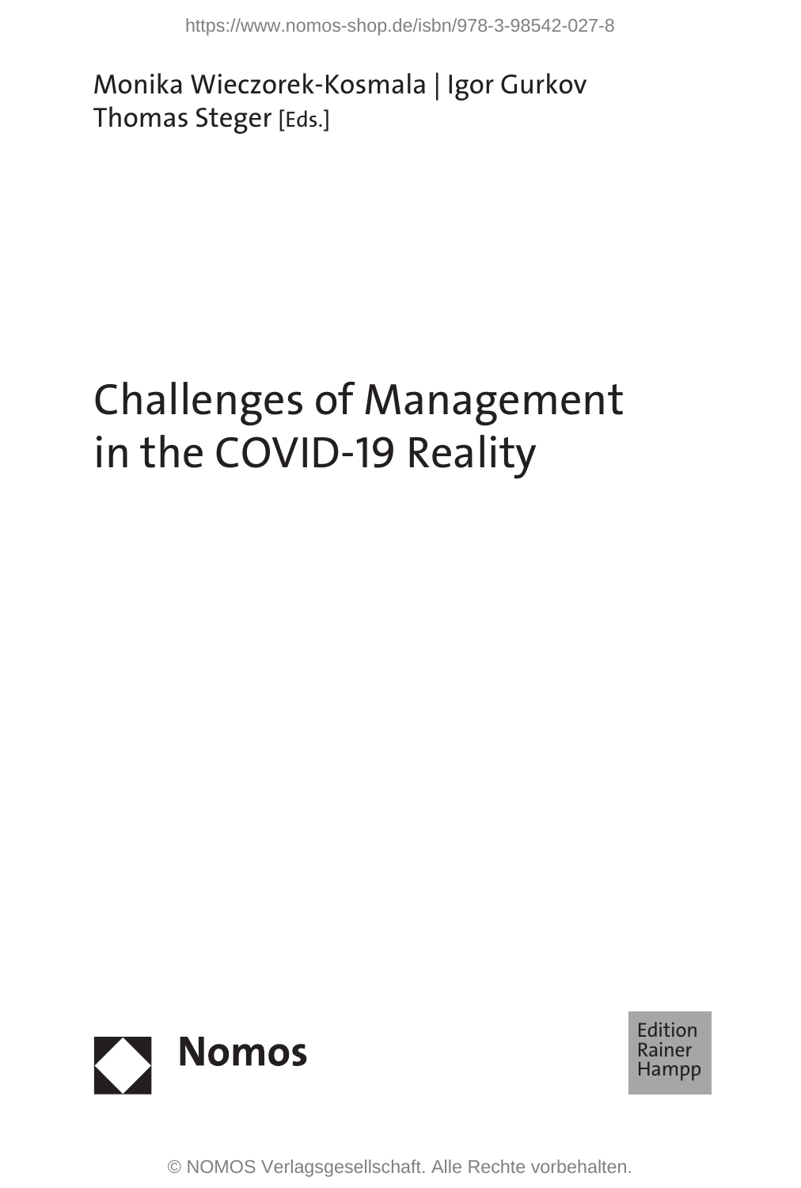Monika Wieczorek-Kosmala | Igor Gurkov
Thomas Steger [Eds.]

# Challenges of Management in the COVID-19 Reality

Nomos

Edition Rainer Hampp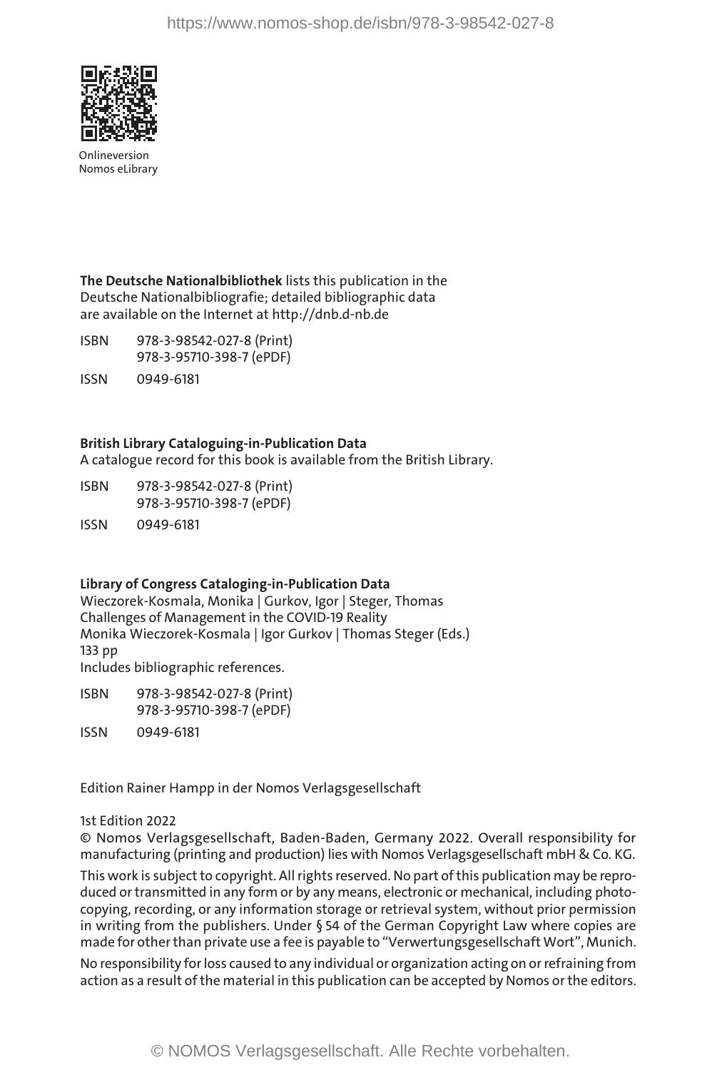Onlineversion
Nomos eLibrary

**The Deutsche Nationalbibliothek** lists this publication in the Deutsche Nationalbibliografie; detailed bibliographic data are available on the Internet at http://dnb.d-nb.de

ISBN 978-3-98542-027-8 (Print)
978-3-95710-398-7 (ePDF)

ISSN 0949-6181

**British Library Cataloguing-in-Publication Data**
A catalogue record for this book is available from the British Library.

ISBN 978-3-98542-027-8 (Print)
978-3-95710-398-7 (ePDF)

ISSN 0949-6181

**Library of Congress Cataloging-in-Publication Data**
Wieczorek-Kosmala, Monika | Gurkov, Igor | Steger, Thomas
Challenges of Management in the COVID-19 Reality
Monika Wieczorek-Kosmala | Igor Gurkov | Thomas Steger (Eds.)
133 pp
Includes bibliographic references.

ISBN 978-3-98542-027-8 (Print)
978-3-95710-398-7 (ePDF)

ISSN 0949-6181

Edition Rainer Hampp in der Nomos Verlagsgesellschaft

1st Edition 2022
© Nomos Verlagsgesellschaft, Baden-Baden, Germany 2022. Overall responsibility for manufacturing (printing and production) lies with Nomos Verlagsgesellschaft mbH & Co. KG.

This work is subject to copyright. All rights reserved. No part of this publication may be reproduced or transmitted in any form or by any means, electronic or mechanical, including photocopying, recording, or any information storage or retrieval system, without prior permission in writing from the publishers. Under § 54 of the German Copyright Law where copies are made for other than private use a fee is payable to "Verwertungsgesellschaft Wort", Munich.

No responsibility for loss caused to any individual or organization acting on or refraining from action as a result of the material in this publication can be accepted by Nomos or the editors.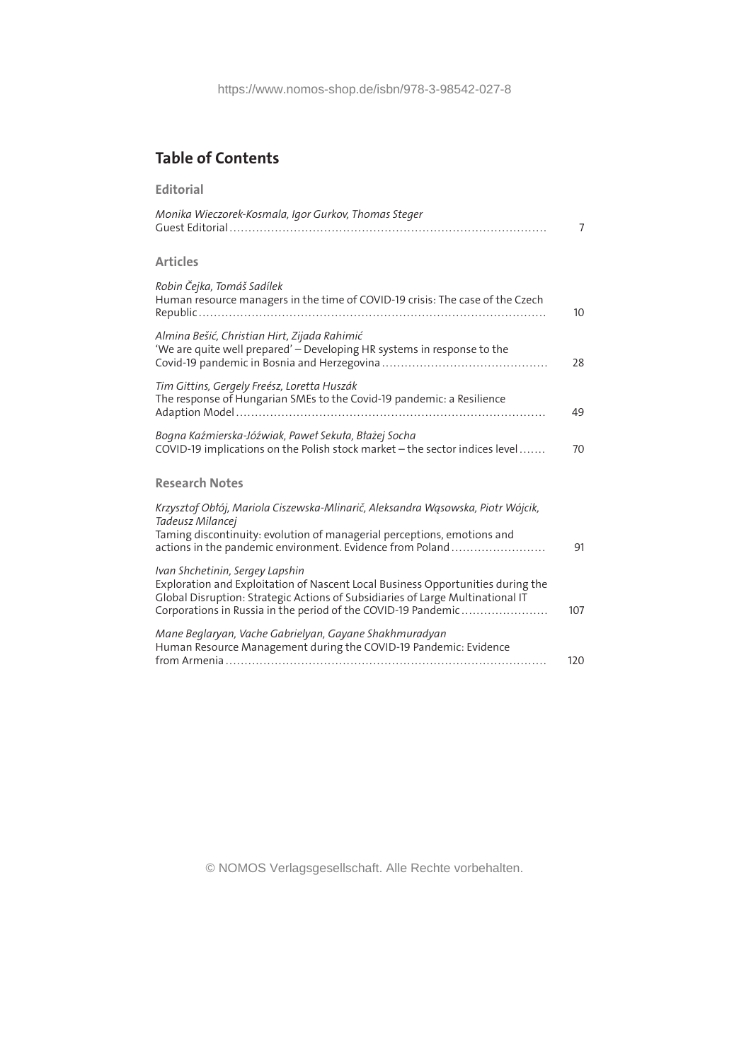# Table of Contents

## Editorial

*Monika Wieczorek-Kosmala, Igor Gurkov, Thomas Steger*
Guest Editorial .......... 7

## Articles

*Robin Čejka, Tomáš Sadílek*
Human resource managers in the time of COVID-19 crisis: The case of the Czech Republic .......... 10

*Almina Bešić, Christian Hirt, Zijada Rahimić*
'We are quite well prepared' – Developing HR systems in response to the Covid-19 pandemic in Bosnia and Herzegovina .......... 28

*Tim Gittins, Gergely Freész, Loretta Huszák*
The response of Hungarian SMEs to the Covid-19 pandemic: a Resilience Adaption Model .......... 49

*Bogna Kaźmierska-Jóźwiak, Paweł Sekuła, Błażej Socha*
COVID-19 implications on the Polish stock market – the sector indices level .......... 70

## Research Notes

*Krzysztof Obłój, Mariola Ciszewska-Mlinarič, Aleksandra Wąsowska, Piotr Wójcik, Tadeusz Milancej*
Taming discontinuity: evolution of managerial perceptions, emotions and actions in the pandemic environment. Evidence from Poland .......... 91

*Ivan Shchetinin, Sergey Lapshin*
Exploration and Exploitation of Nascent Local Business Opportunities during the Global Disruption: Strategic Actions of Subsidiaries of Large Multinational IT Corporations in Russia in the period of the COVID-19 Pandemic .......... 107

*Mane Beglaryan, Vache Gabrielyan, Gayane Shakhmuradyan*
Human Resource Management during the COVID-19 Pandemic: Evidence from Armenia .......... 120